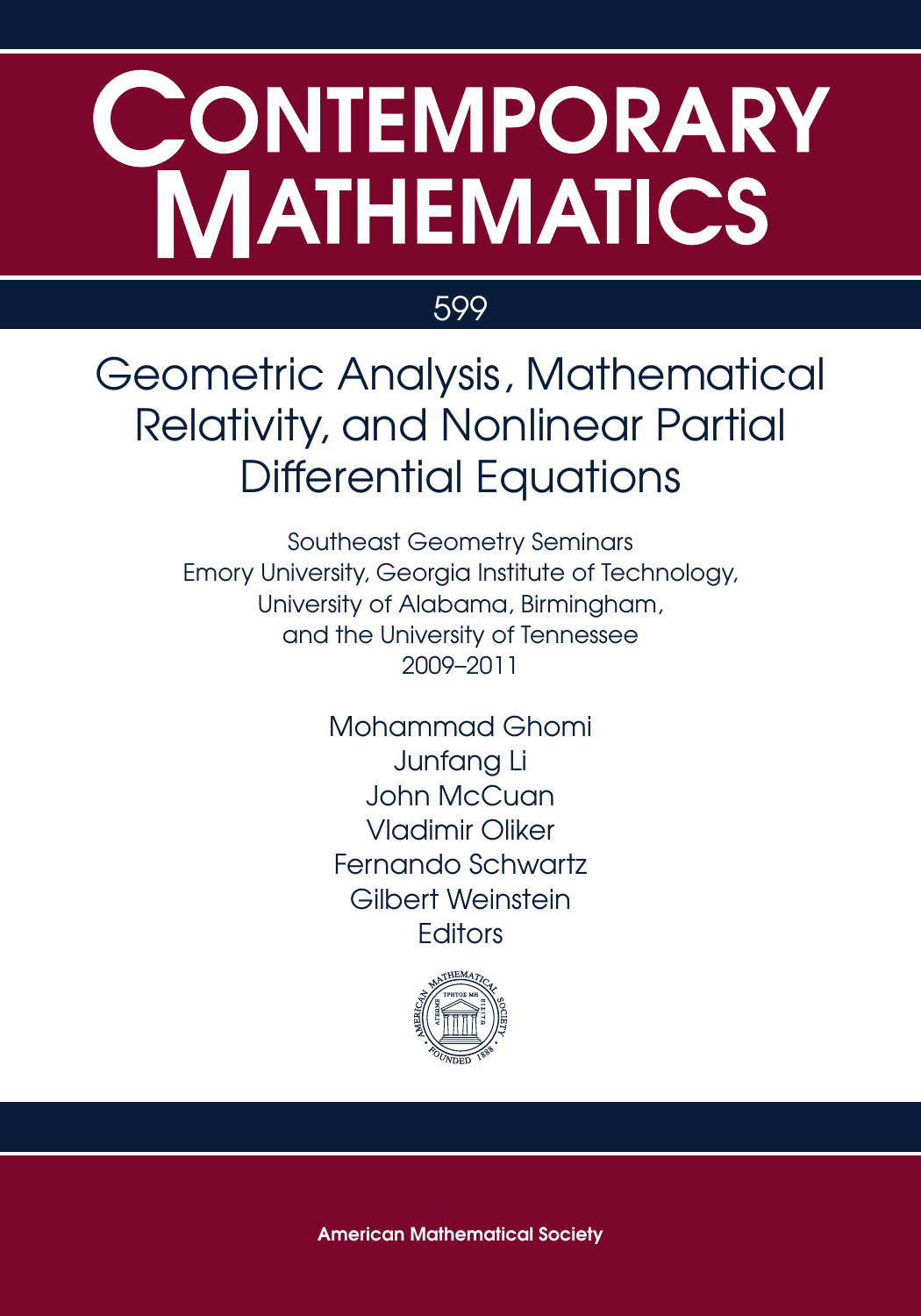# CONTEMPORARY MATHEMATICS

599

## Geometric Analysis, Mathematical Relativity, and Nonlinear Partial Differential Equations

Southeast Geometry Seminars
Emory University, Georgia Institute of Technology,
University of Alabama, Birmingham,
and the University of Tennessee
2009–2011

Mohammad Ghomi
Junfang Li
John McCuan
Vladimir Oliker
Fernando Schwartz
Gilbert Weinstein
Editors

**American Mathematical Society**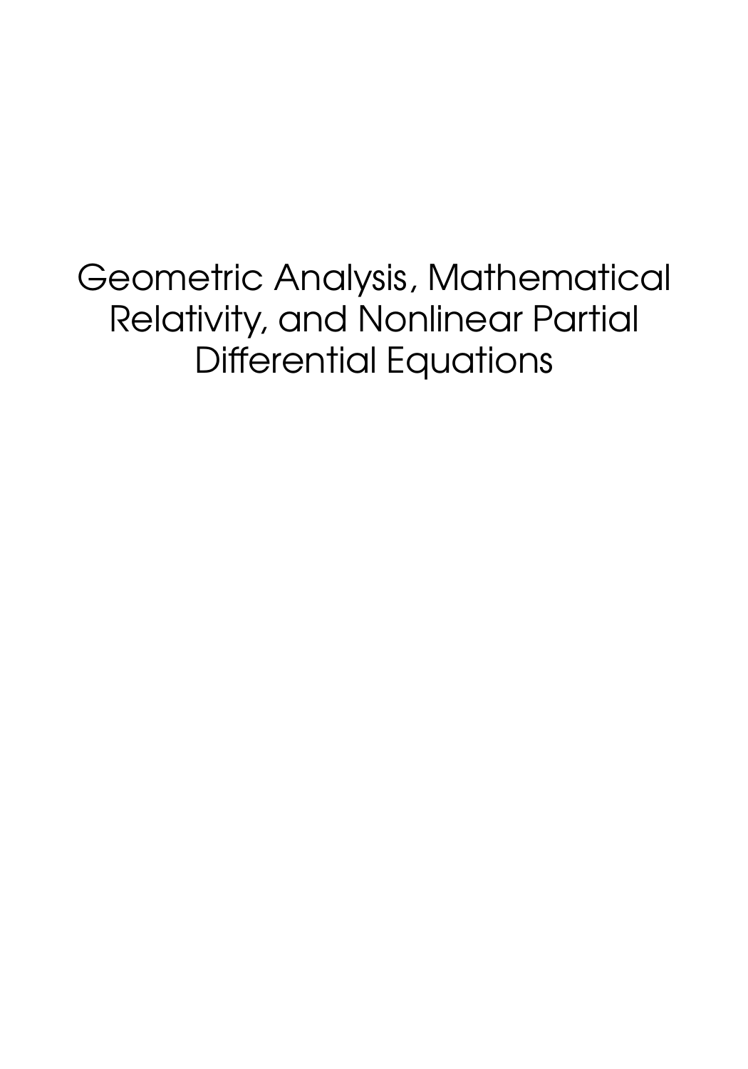# Geometric Analysis, Mathematical Relativity, and Nonlinear Partial Differential Equations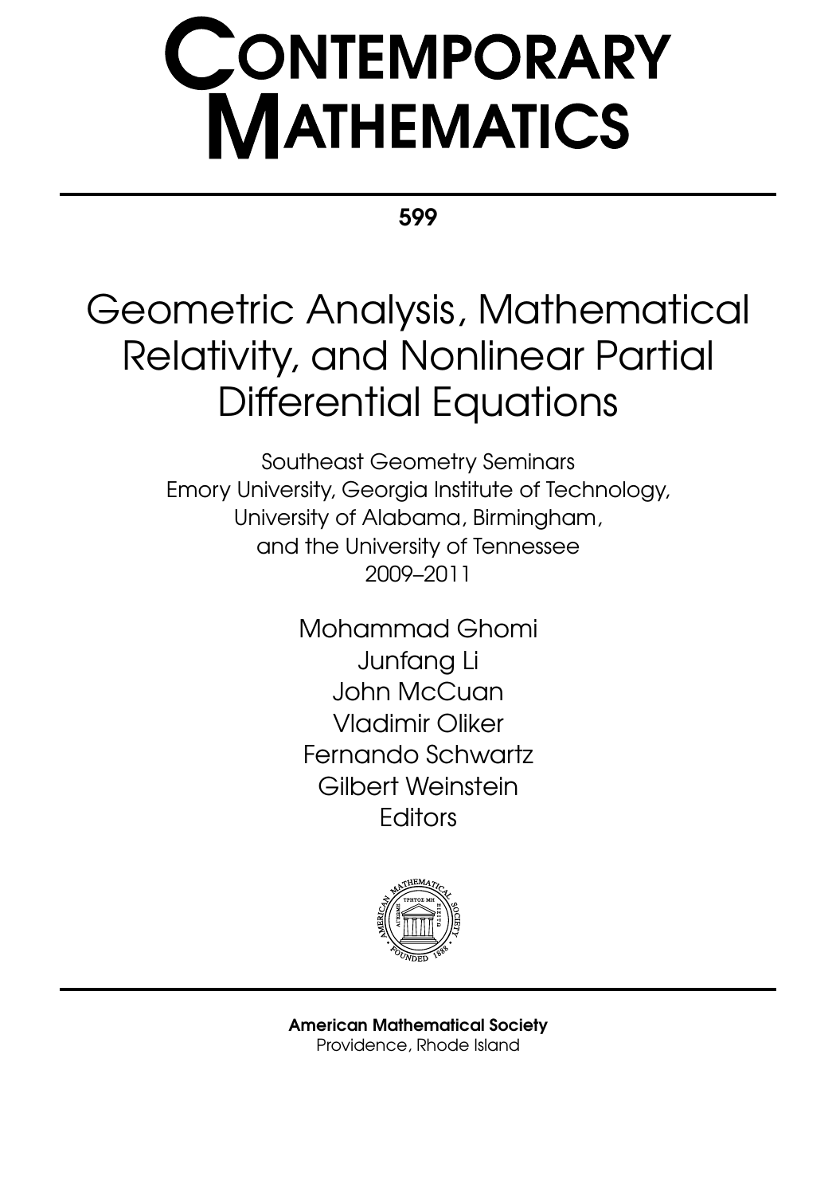# CONTEMPORARY MATHEMATICS

599

# Geometric Analysis, Mathematical Relativity, and Nonlinear Partial Differential Equations

Southeast Geometry Seminars
Emory University, Georgia Institute of Technology,
University of Alabama, Birmingham,
and the University of Tennessee
2009–2011

Mohammad Ghomi
Junfang Li
John McCuan
Vladimir Oliker
Fernando Schwartz
Gilbert Weinstein
Editors

**American Mathematical Society**
Providence, Rhode Island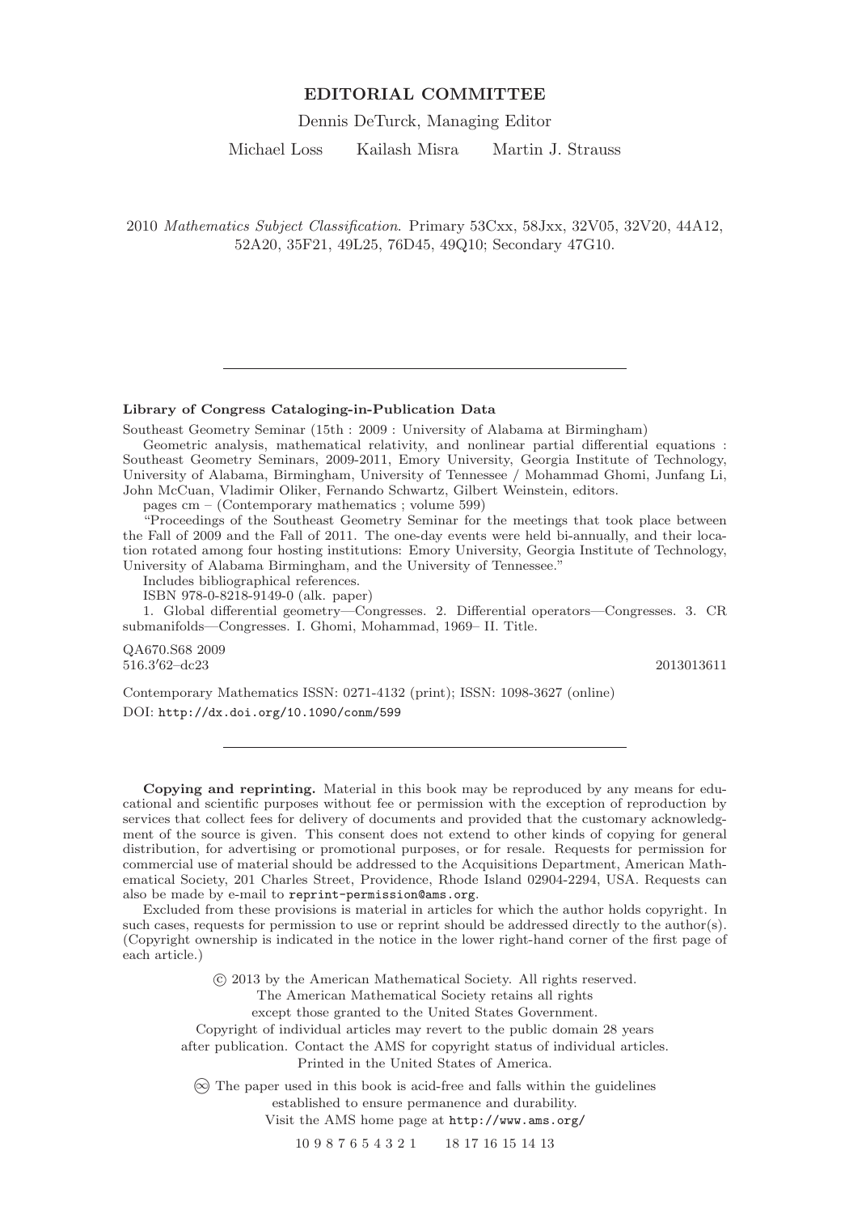**EDITORIAL COMMITTEE**

Dennis DeTurck, Managing Editor

Michael Loss    Kailash Misra    Martin J. Strauss

2010 *Mathematics Subject Classification*. Primary 53Cxx, 58Jxx, 32V05, 32V20, 44A12, 52A20, 35F21, 49L25, 76D45, 49Q10; Secondary 47G10.

---

**Library of Congress Cataloging-in-Publication Data**

Southeast Geometry Seminar (15th : 2009 : University of Alabama at Birmingham)

Geometric analysis, mathematical relativity, and nonlinear partial differential equations : Southeast Geometry Seminars, 2009-2011, Emory University, Georgia Institute of Technology, University of Alabama, Birmingham, University of Tennessee / Mohammad Ghomi, Junfang Li, John McCuan, Vladimir Oliker, Fernando Schwartz, Gilbert Weinstein, editors.

pages cm – (Contemporary mathematics ; volume 599)

"Proceedings of the Southeast Geometry Seminar for the meetings that took place between the Fall of 2009 and the Fall of 2011. The one-day events were held bi-annually, and their location rotated among four hosting institutions: Emory University, Georgia Institute of Technology, University of Alabama Birmingham, and the University of Tennessee."

Includes bibliographical references.

ISBN 978-0-8218-9149-0 (alk. paper)

1. Global differential geometry—Congresses. 2. Differential operators—Congresses. 3. CR submanifolds—Congresses. I. Ghomi, Mohammad, 1969– II. Title.

QA670.S68 2009
516.3′62–dc23    2013013611

Contemporary Mathematics ISSN: 0271-4132 (print); ISSN: 1098-3627 (online)

DOI: http://dx.doi.org/10.1090/conm/599

---

**Copying and reprinting.** Material in this book may be reproduced by any means for educational and scientific purposes without fee or permission with the exception of reproduction by services that collect fees for delivery of documents and provided that the customary acknowledgment of the source is given. This consent does not extend to other kinds of copying for general distribution, for advertising or promotional purposes, or for resale. Requests for permission for commercial use of material should be addressed to the Acquisitions Department, American Mathematical Society, 201 Charles Street, Providence, Rhode Island 02904-2294, USA. Requests can also be made by e-mail to reprint-permission@ams.org.

Excluded from these provisions is material in articles for which the author holds copyright. In such cases, requests for permission to use or reprint should be addressed directly to the author(s). (Copyright ownership is indicated in the notice in the lower right-hand corner of the first page of each article.)

© 2013 by the American Mathematical Society. All rights reserved.
The American Mathematical Society retains all rights
except those granted to the United States Government.
Copyright of individual articles may revert to the public domain 28 years
after publication. Contact the AMS for copyright status of individual articles.
Printed in the United States of America.

∞ The paper used in this book is acid-free and falls within the guidelines
established to ensure permanence and durability.
Visit the AMS home page at http://www.ams.org/

10 9 8 7 6 5 4 3 2 1    18 17 16 15 14 13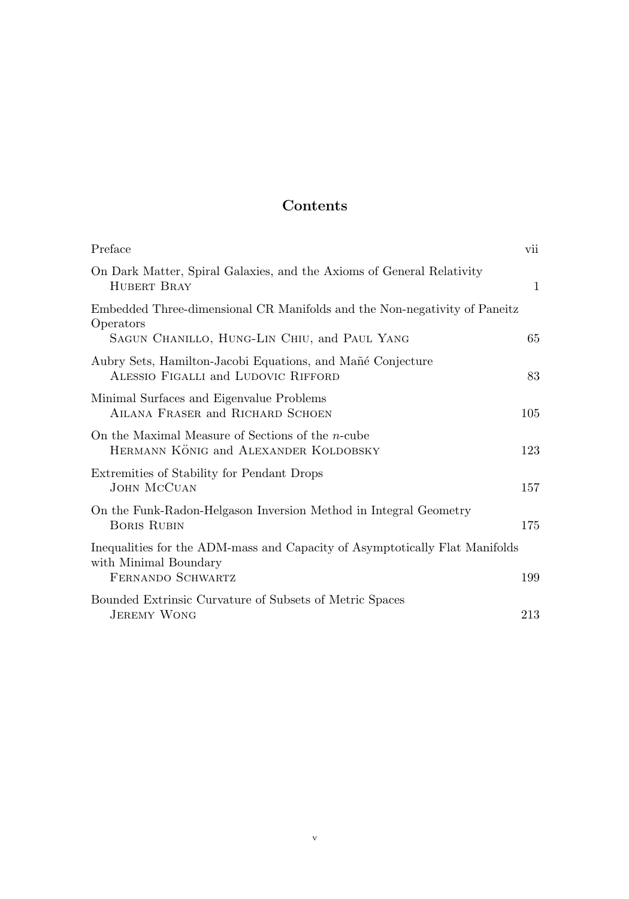# Contents

| | |
|---|---|
| Preface | vii |
| On Dark Matter, Spiral Galaxies, and the Axioms of General Relativity<br>HUBERT BRAY | 1 |
| Embedded Three-dimensional CR Manifolds and the Non-negativity of Paneitz Operators<br>SAGUN CHANILLO, HUNG-LIN CHIU, and PAUL YANG | 65 |
| Aubry Sets, Hamilton-Jacobi Equations, and Mañé Conjecture<br>ALESSIO FIGALLI and LUDOVIC RIFFORD | 83 |
| Minimal Surfaces and Eigenvalue Problems<br>AILANA FRASER and RICHARD SCHOEN | 105 |
| On the Maximal Measure of Sections of the $n$-cube<br>HERMANN KÖNIG and ALEXANDER KOLDOBSKY | 123 |
| Extremities of Stability for Pendant Drops<br>JOHN MCCUAN | 157 |
| On the Funk-Radon-Helgason Inversion Method in Integral Geometry<br>BORIS RUBIN | 175 |
| Inequalities for the ADM-mass and Capacity of Asymptotically Flat Manifolds with Minimal Boundary<br>FERNANDO SCHWARTZ | 199 |
| Bounded Extrinsic Curvature of Subsets of Metric Spaces<br>JEREMY WONG | 213 |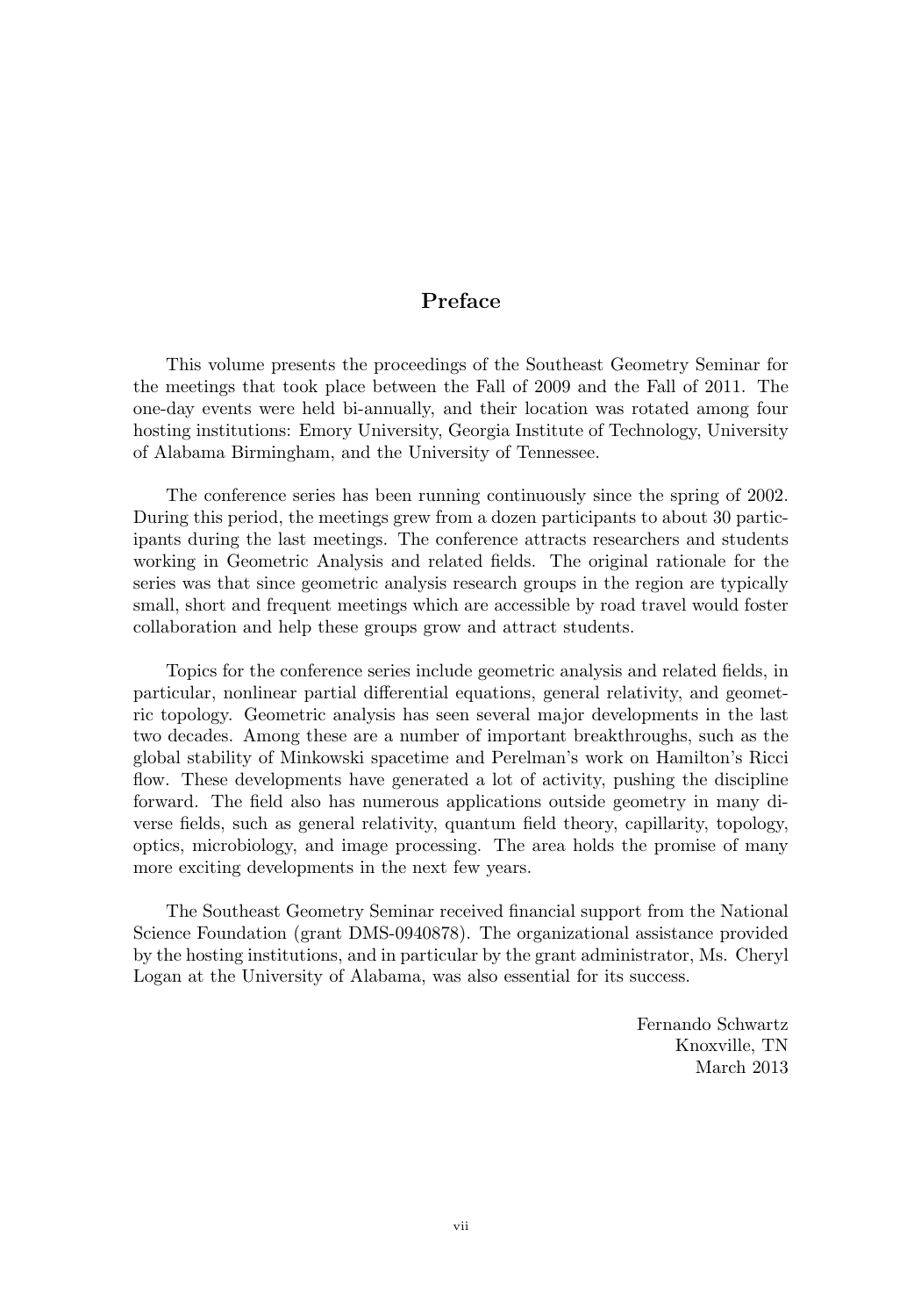# Preface

This volume presents the proceedings of the Southeast Geometry Seminar for the meetings that took place between the Fall of 2009 and the Fall of 2011. The one-day events were held bi-annually, and their location was rotated among four hosting institutions: Emory University, Georgia Institute of Technology, University of Alabama Birmingham, and the University of Tennessee.

The conference series has been running continuously since the spring of 2002. During this period, the meetings grew from a dozen participants to about 30 participants during the last meetings. The conference attracts researchers and students working in Geometric Analysis and related fields. The original rationale for the series was that since geometric analysis research groups in the region are typically small, short and frequent meetings which are accessible by road travel would foster collaboration and help these groups grow and attract students.

Topics for the conference series include geometric analysis and related fields, in particular, nonlinear partial differential equations, general relativity, and geometric topology. Geometric analysis has seen several major developments in the last two decades. Among these are a number of important breakthroughs, such as the global stability of Minkowski spacetime and Perelman's work on Hamilton's Ricci flow. These developments have generated a lot of activity, pushing the discipline forward. The field also has numerous applications outside geometry in many diverse fields, such as general relativity, quantum field theory, capillarity, topology, optics, microbiology, and image processing. The area holds the promise of many more exciting developments in the next few years.

The Southeast Geometry Seminar received financial support from the National Science Foundation (grant DMS-0940878). The organizational assistance provided by the hosting institutions, and in particular by the grant administrator, Ms. Cheryl Logan at the University of Alabama, was also essential for its success.

Fernando Schwartz  
Knoxville, TN  
March 2013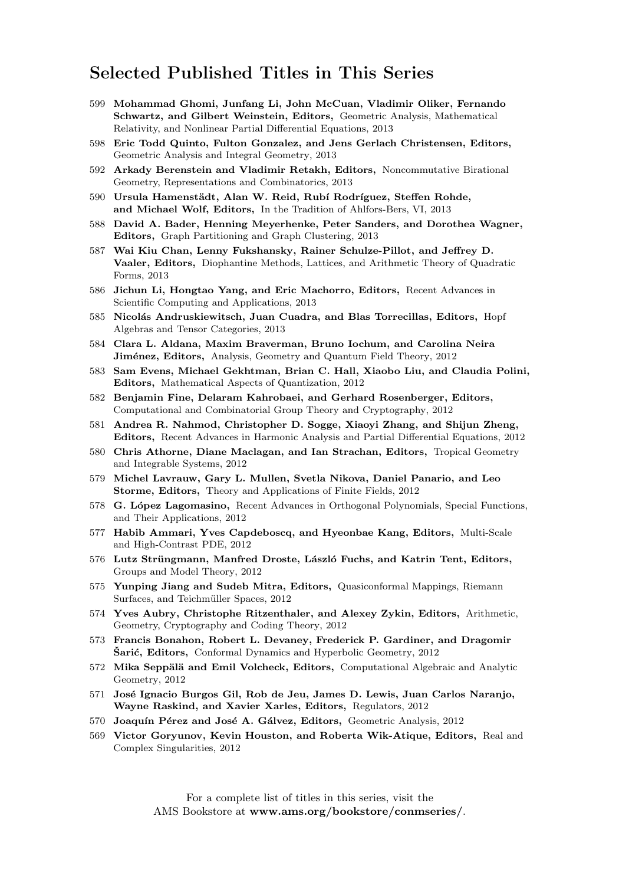## Selected Published Titles in This Series

599 **Mohammad Ghomi, Junfang Li, John McCuan, Vladimir Oliker, Fernando Schwartz, and Gilbert Weinstein, Editors,** Geometric Analysis, Mathematical Relativity, and Nonlinear Partial Differential Equations, 2013

598 **Eric Todd Quinto, Fulton Gonzalez, and Jens Gerlach Christensen, Editors,** Geometric Analysis and Integral Geometry, 2013

592 **Arkady Berenstein and Vladimir Retakh, Editors,** Noncommutative Birational Geometry, Representations and Combinatorics, 2013

590 **Ursula Hamenstädt, Alan W. Reid, Rubí Rodríguez, Steffen Rohde, and Michael Wolf, Editors,** In the Tradition of Ahlfors-Bers, VI, 2013

588 **David A. Bader, Henning Meyerhenke, Peter Sanders, and Dorothea Wagner, Editors,** Graph Partitioning and Graph Clustering, 2013

587 **Wai Kiu Chan, Lenny Fukshansky, Rainer Schulze-Pillot, and Jeffrey D. Vaaler, Editors,** Diophantine Methods, Lattices, and Arithmetic Theory of Quadratic Forms, 2013

586 **Jichun Li, Hongtao Yang, and Eric Machorro, Editors,** Recent Advances in Scientific Computing and Applications, 2013

585 **Nicolás Andruskiewitsch, Juan Cuadra, and Blas Torrecillas, Editors,** Hopf Algebras and Tensor Categories, 2013

584 **Clara L. Aldana, Maxim Braverman, Bruno Iochum, and Carolina Neira Jiménez, Editors,** Analysis, Geometry and Quantum Field Theory, 2012

583 **Sam Evens, Michael Gekhtman, Brian C. Hall, Xiaobo Liu, and Claudia Polini, Editors,** Mathematical Aspects of Quantization, 2012

582 **Benjamin Fine, Delaram Kahrobaei, and Gerhard Rosenberger, Editors,** Computational and Combinatorial Group Theory and Cryptography, 2012

581 **Andrea R. Nahmod, Christopher D. Sogge, Xiaoyi Zhang, and Shijun Zheng, Editors,** Recent Advances in Harmonic Analysis and Partial Differential Equations, 2012

580 **Chris Athorne, Diane Maclagan, and Ian Strachan, Editors,** Tropical Geometry and Integrable Systems, 2012

579 **Michel Lavrauw, Gary L. Mullen, Svetla Nikova, Daniel Panario, and Leo Storme, Editors,** Theory and Applications of Finite Fields, 2012

578 **G. López Lagomasino,** Recent Advances in Orthogonal Polynomials, Special Functions, and Their Applications, 2012

577 **Habib Ammari, Yves Capdeboscq, and Hyeonbae Kang, Editors,** Multi-Scale and High-Contrast PDE, 2012

576 **Lutz Strüngmann, Manfred Droste, László Fuchs, and Katrin Tent, Editors,** Groups and Model Theory, 2012

575 **Yunping Jiang and Sudeb Mitra, Editors,** Quasiconformal Mappings, Riemann Surfaces, and Teichmüller Spaces, 2012

574 **Yves Aubry, Christophe Ritzenthaler, and Alexey Zykin, Editors,** Arithmetic, Geometry, Cryptography and Coding Theory, 2012

573 **Francis Bonahon, Robert L. Devaney, Frederick P. Gardiner, and Dragomir Šarić, Editors,** Conformal Dynamics and Hyperbolic Geometry, 2012

572 **Mika Seppälä and Emil Volcheck, Editors,** Computational Algebraic and Analytic Geometry, 2012

571 **José Ignacio Burgos Gil, Rob de Jeu, James D. Lewis, Juan Carlos Naranjo, Wayne Raskind, and Xavier Xarles, Editors,** Regulators, 2012

570 **Joaquín Pérez and José A. Gálvez, Editors,** Geometric Analysis, 2012

569 **Victor Goryunov, Kevin Houston, and Roberta Wik-Atique, Editors,** Real and Complex Singularities, 2012

For a complete list of titles in this series, visit the AMS Bookstore at **www.ams.org/bookstore/conmseries/**.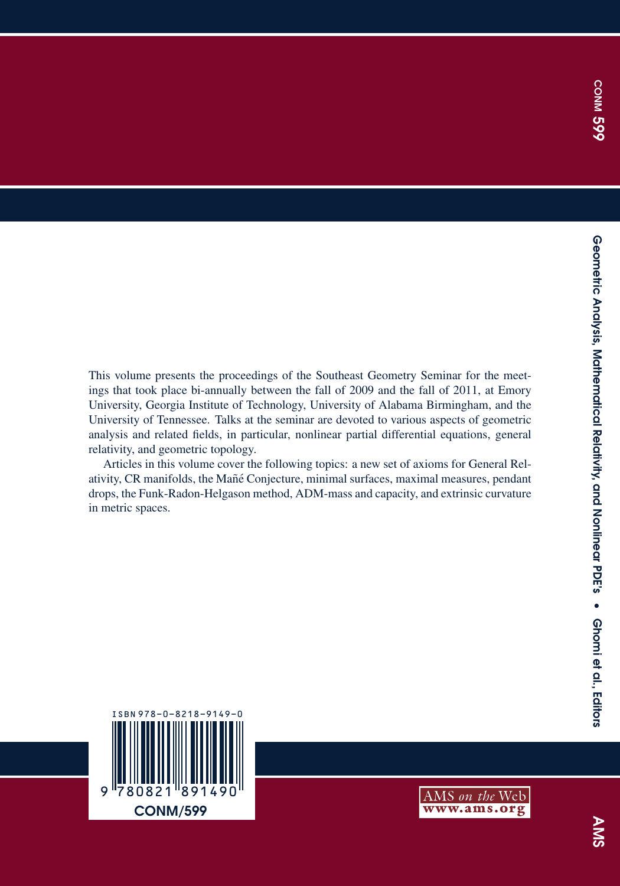This volume presents the proceedings of the Southeast Geometry Seminar for the meetings that took place bi-annually between the fall of 2009 and the fall of 2011, at Emory University, Georgia Institute of Technology, University of Alabama Birmingham, and the University of Tennessee. Talks at the seminar are devoted to various aspects of geometric analysis and related fields, in particular, nonlinear partial differential equations, general relativity, and geometric topology.

Articles in this volume cover the following topics: a new set of axioms for General Relativity, CR manifolds, the Mañé Conjecture, minimal surfaces, maximal measures, pendant drops, the Funk-Radon-Helgason method, ADM-mass and capacity, and extrinsic curvature in metric spaces.

ISBN 978-0-8218-9149-0

9 780821 891490

**CONM/599**

AMS *on the* Web
**www.ams.org**

CONM **599**

**Geometric Analysis, Mathematical Relativity, and Nonlinear PDE's • Ghomi et al., Editors**

**AMS**